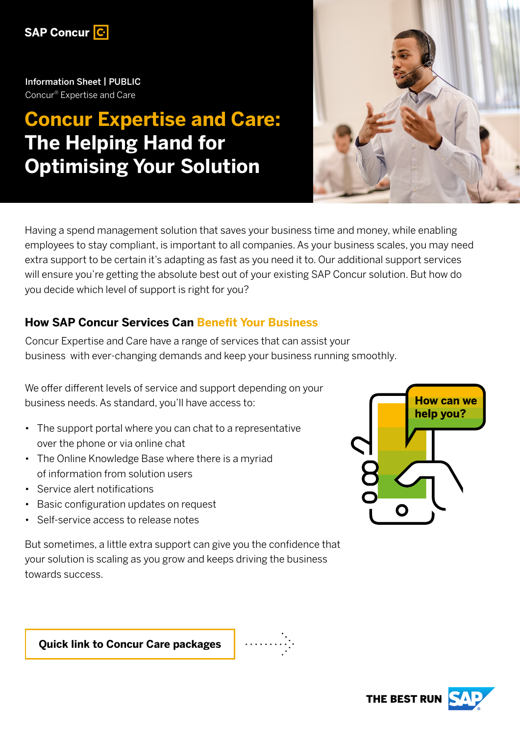SAP Concur

Information Sheet | PUBLIC
Concur® Expertise and Care

# Concur Expertise and Care: The Helping Hand for Optimising Your Solution

Having a spend management solution that saves your business time and money, while enabling employees to stay compliant, is important to all companies. As your business scales, you may need extra support to be certain it's adapting as fast as you need it to. Our additional support services will ensure you're getting the absolute best out of your existing SAP Concur solution. But how do you decide which level of support is right for you?

## How SAP Concur Services Can Benefit Your Business

Concur Expertise and Care have a range of services that can assist your business with ever-changing demands and keep your business running smoothly.

We offer different levels of service and support depending on your business needs. As standard, you'll have access to:

- The support portal where you can chat to a representative over the phone or via online chat
- The Online Knowledge Base where there is a myriad of information from solution users
- Service alert notifications
- Basic configuration updates on request
- Self-service access to release notes

But sometimes, a little extra support can give you the confidence that your solution is scaling as you grow and keeps driving the business towards success.

**Quick link to Concur Care packages**

THE BEST RUN SAP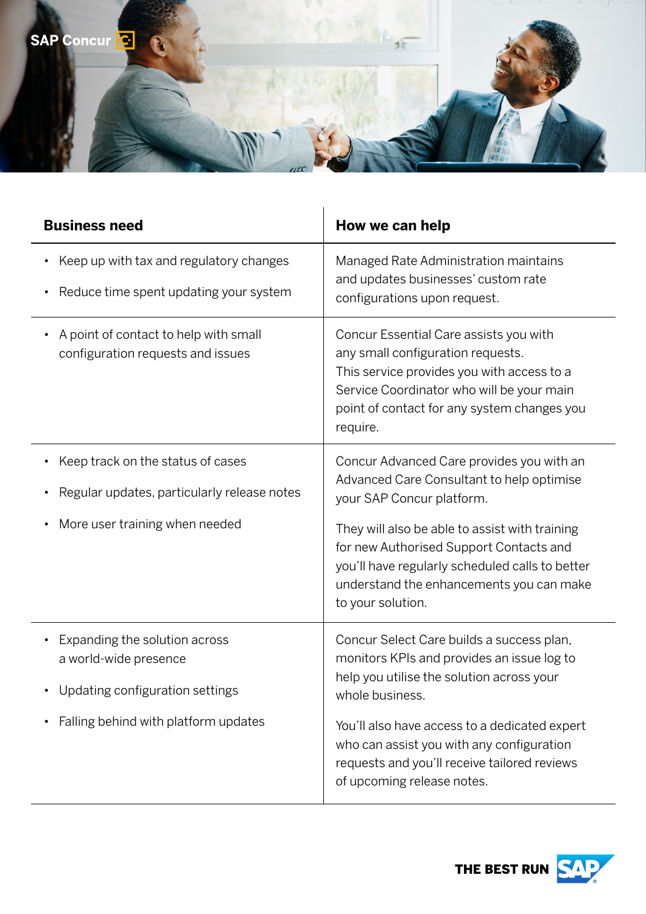| Business need | How we can help |
|---|---|
| • Keep up with tax and regulatory changes<br>• Reduce time spent updating your system | Managed Rate Administration maintains and updates businesses' custom rate configurations upon request. |
| • A point of contact to help with small configuration requests and issues | Concur Essential Care assists you with any small configuration requests. This service provides you with access to a Service Coordinator who will be your main point of contact for any system changes you require. |
| • Keep track on the status of cases<br>• Regular updates, particularly release notes<br>• More user training when needed | Concur Advanced Care provides you with an Advanced Care Consultant to help optimise your SAP Concur platform.<br><br>They will also be able to assist with training for new Authorised Support Contacts and you'll have regularly scheduled calls to better understand the enhancements you can make to your solution. |
| • Expanding the solution across a world-wide presence<br>• Updating configuration settings<br>• Falling behind with platform updates | Concur Select Care builds a success plan, monitors KPIs and provides an issue log to help you utilise the solution across your whole business.<br><br>You'll also have access to a dedicated expert who can assist you with any configuration requests and you'll receive tailored reviews of upcoming release notes. |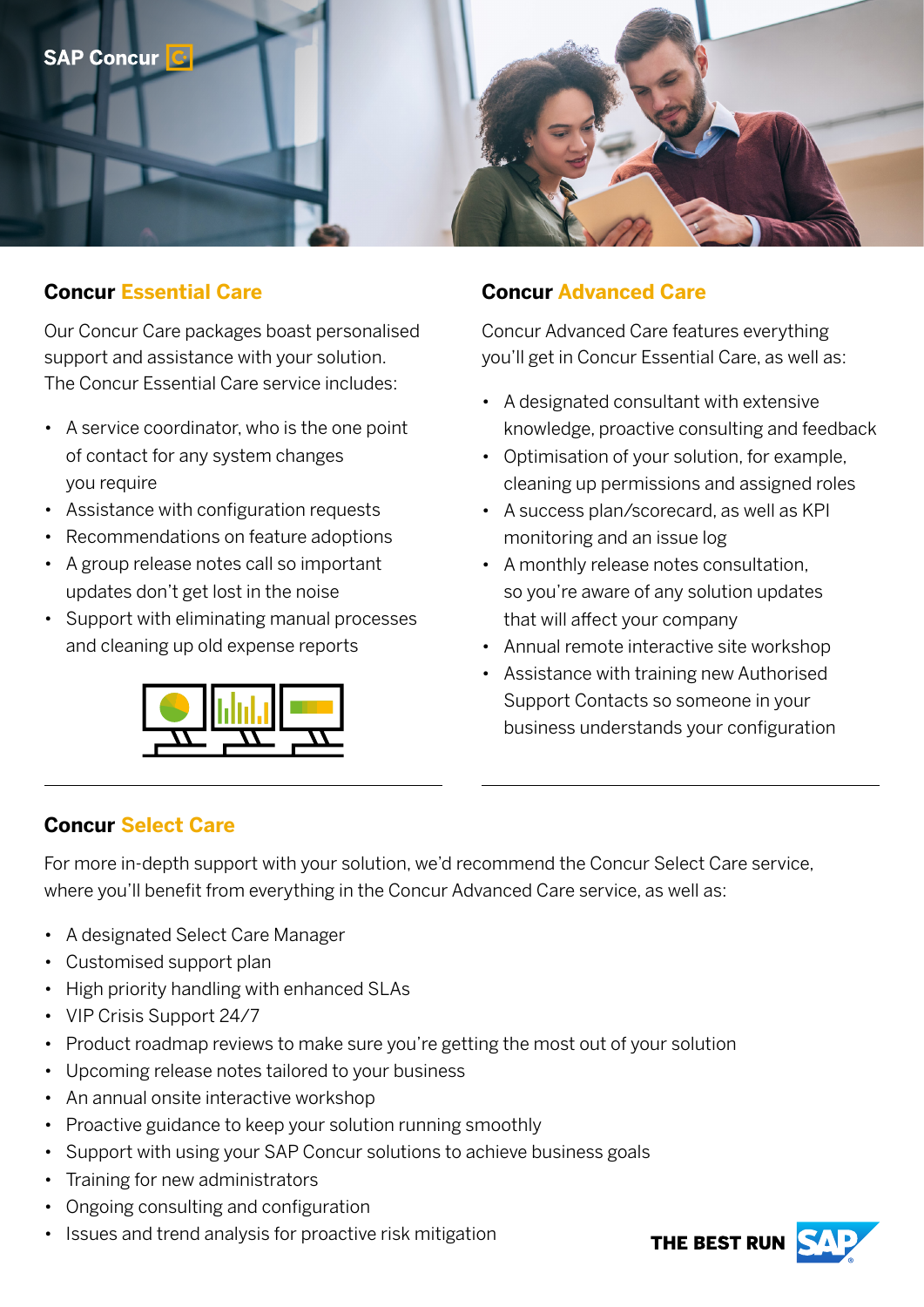## Concur Essential Care

Our Concur Care packages boast personalised support and assistance with your solution. The Concur Essential Care service includes:

- A service coordinator, who is the one point of contact for any system changes you require
- Assistance with configuration requests
- Recommendations on feature adoptions
- A group release notes call so important updates don't get lost in the noise
- Support with eliminating manual processes and cleaning up old expense reports

## Concur Advanced Care

Concur Advanced Care features everything you'll get in Concur Essential Care, as well as:

- A designated consultant with extensive knowledge, proactive consulting and feedback
- Optimisation of your solution, for example, cleaning up permissions and assigned roles
- A success plan/scorecard, as well as KPI monitoring and an issue log
- A monthly release notes consultation, so you're aware of any solution updates that will affect your company
- Annual remote interactive site workshop
- Assistance with training new Authorised Support Contacts so someone in your business understands your configuration

## Concur Select Care

For more in-depth support with your solution, we'd recommend the Concur Select Care service, where you'll benefit from everything in the Concur Advanced Care service, as well as:

- A designated Select Care Manager
- Customised support plan
- High priority handling with enhanced SLAs
- VIP Crisis Support 24/7
- Product roadmap reviews to make sure you're getting the most out of your solution
- Upcoming release notes tailored to your business
- An annual onsite interactive workshop
- Proactive guidance to keep your solution running smoothly
- Support with using your SAP Concur solutions to achieve business goals
- Training for new administrators
- Ongoing consulting and configuration
- Issues and trend analysis for proactive risk mitigation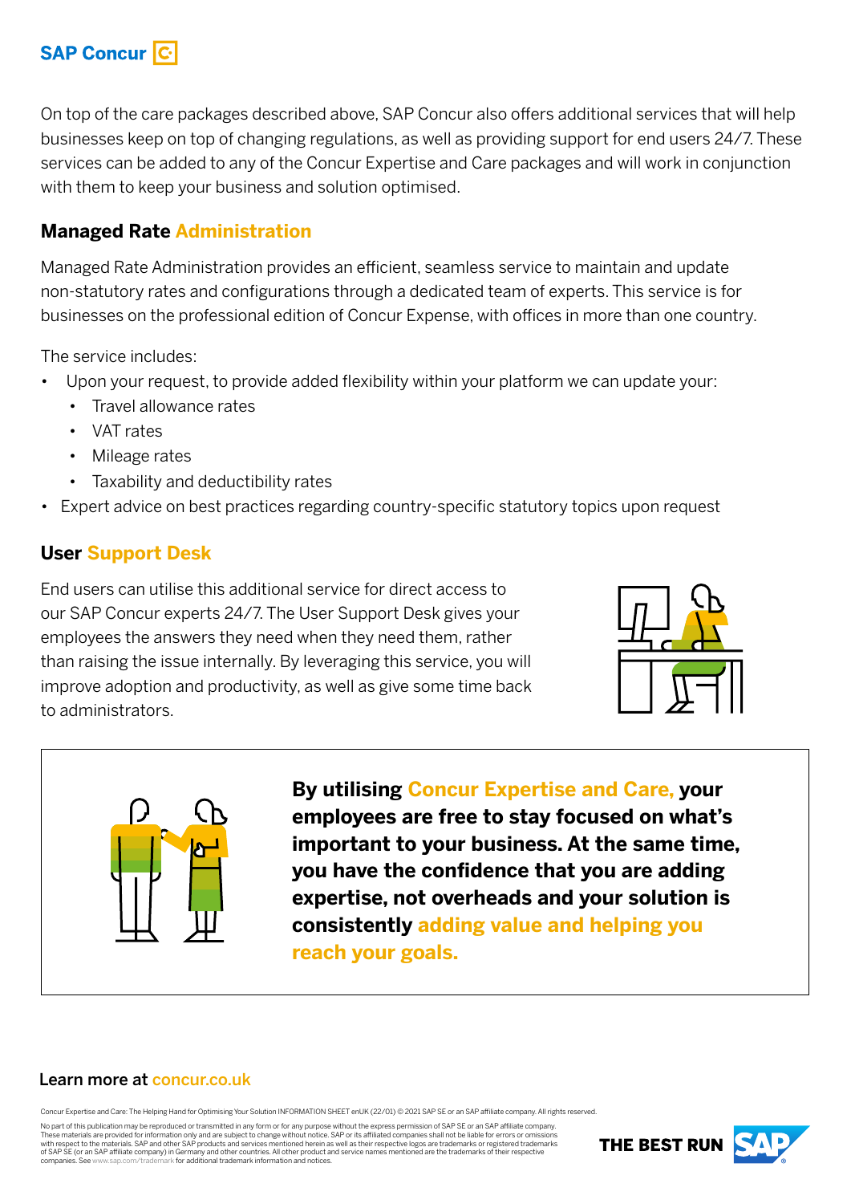On top of the care packages described above, SAP Concur also offers additional services that will help businesses keep on top of changing regulations, as well as providing support for end users 24/7. These services can be added to any of the Concur Expertise and Care packages and will work in conjunction with them to keep your business and solution optimised.

## Managed Rate Administration

Managed Rate Administration provides an efficient, seamless service to maintain and update non-statutory rates and configurations through a dedicated team of experts. This service is for businesses on the professional edition of Concur Expense, with offices in more than one country.

The service includes:

- Upon your request, to provide added flexibility within your platform we can update your:
  - Travel allowance rates
  - VAT rates
  - Mileage rates
  - Taxability and deductibility rates
- Expert advice on best practices regarding country-specific statutory topics upon request

## User Support Desk

End users can utilise this additional service for direct access to our SAP Concur experts 24/7. The User Support Desk gives your employees the answers they need when they need them, rather than raising the issue internally. By leveraging this service, you will improve adoption and productivity, as well as give some time back to administrators.

**By utilising Concur Expertise and Care, your employees are free to stay focused on what's important to your business. At the same time, you have the confidence that you are adding expertise, not overheads and your solution is consistently adding value and helping you reach your goals.**

Learn more at concur.co.uk

Concur Expertise and Care: The Helping Hand for Optimising Your Solution INFORMATION SHEET enUK (22/01) © 2021 SAP SE or an SAP affiliate company. All rights reserved.

No part of this publication may be reproduced or transmitted in any form or for any purpose without the express permission of SAP SE or an SAP affiliate company. These materials are provided for information only and are subject to change without notice. SAP or its affiliated companies shall not be liable for errors or omissions with respect to the materials. SAP and other SAP products and services mentioned herein as well as their respective logos are trademarks or registered trademarks of SAP SE (or an SAP affiliate company) in Germany and other countries. All other product and service names mentioned are the trademarks of their respective companies. See www.sap.com/trademark for additional trademark information and notices.

THE BEST RUN SAP